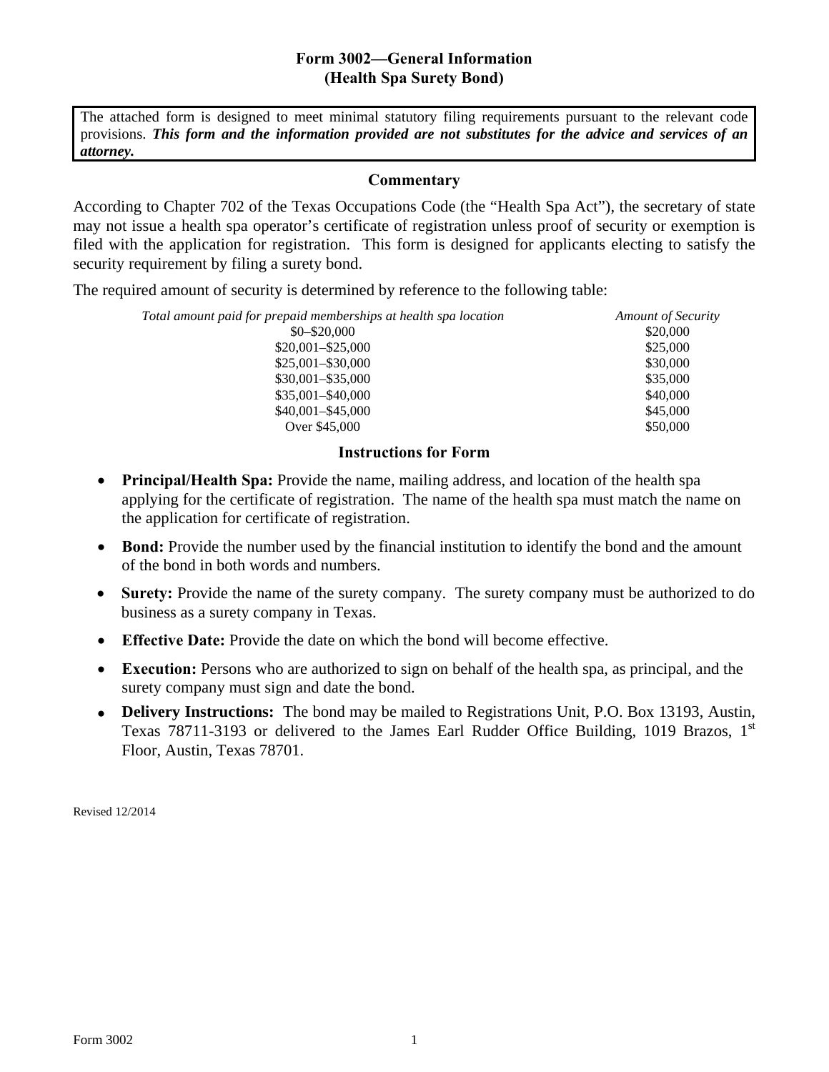# Form 3002—General Information
## (Health Spa Surety Bond)

The attached form is designed to meet minimal statutory filing requirements pursuant to the relevant code provisions. ***This form and the information provided are not substitutes for the advice and services of an attorney.***

### Commentary

According to Chapter 702 of the Texas Occupations Code (the "Health Spa Act"), the secretary of state may not issue a health spa operator's certificate of registration unless proof of security or exemption is filed with the application for registration. This form is designed for applicants electing to satisfy the security requirement by filing a surety bond.

The required amount of security is determined by reference to the following table:

| *Total amount paid for prepaid memberships at health spa location* | *Amount of Security* |
|---|---|
| $0–$20,000 | $20,000 |
| $20,001–$25,000 | $25,000 |
| $25,001–$30,000 | $30,000 |
| $30,001–$35,000 | $35,000 |
| $35,001–$40,000 | $40,000 |
| $40,001–$45,000 | $45,000 |
| Over $45,000 | $50,000 |

### Instructions for Form

- **Principal/Health Spa:** Provide the name, mailing address, and location of the health spa applying for the certificate of registration. The name of the health spa must match the name on the application for certificate of registration.
- **Bond:** Provide the number used by the financial institution to identify the bond and the amount of the bond in both words and numbers.
- **Surety:** Provide the name of the surety company. The surety company must be authorized to do business as a surety company in Texas.
- **Effective Date:** Provide the date on which the bond will become effective.
- **Execution:** Persons who are authorized to sign on behalf of the health spa, as principal, and the surety company must sign and date the bond.
- **Delivery Instructions:** The bond may be mailed to Registrations Unit, P.O. Box 13193, Austin, Texas 78711-3193 or delivered to the James Earl Rudder Office Building, 1019 Brazos, 1st Floor, Austin, Texas 78701.

Revised 12/2014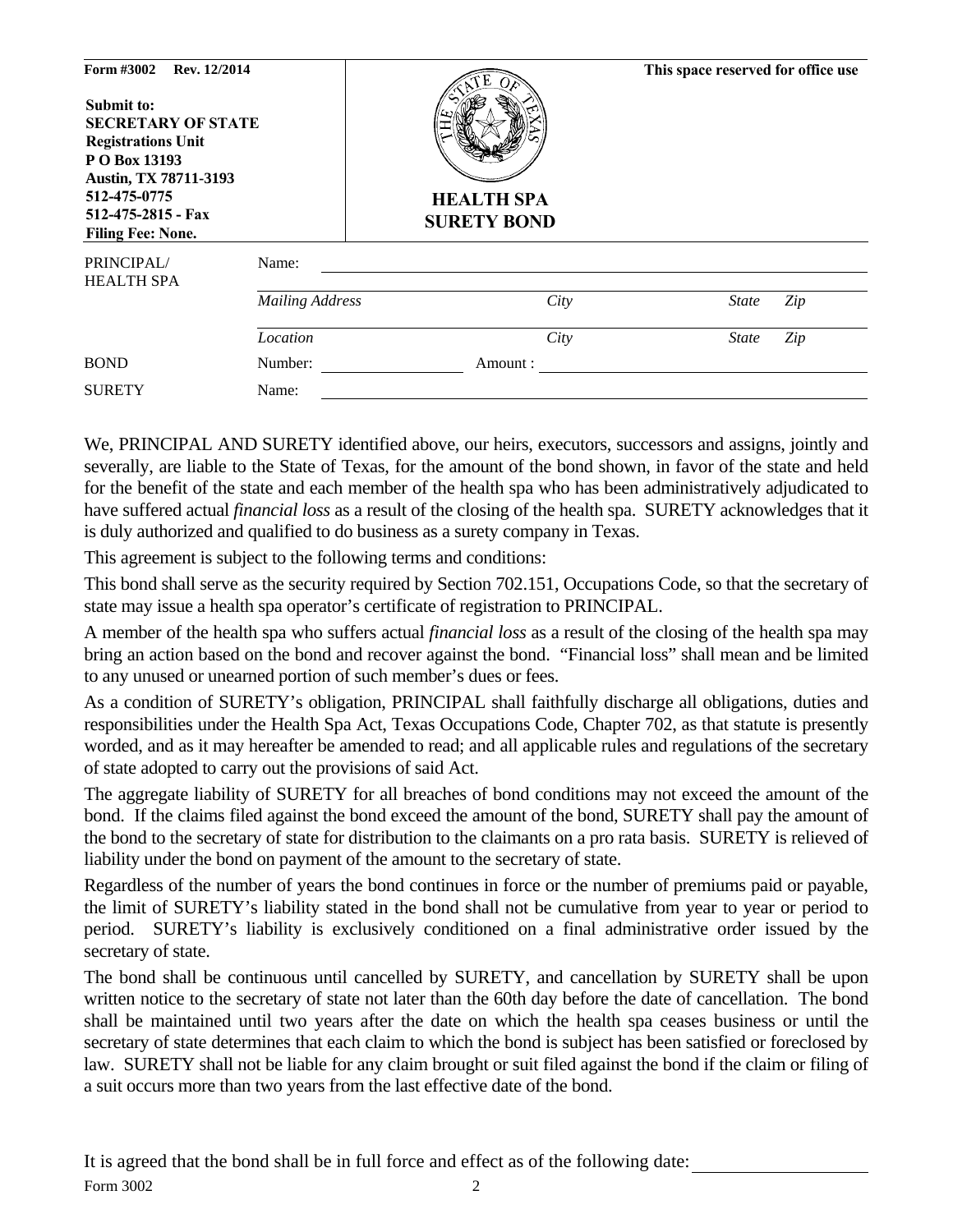**Form #3002 Rev. 12/2014**

**Submit to:**
**SECRETARY OF STATE**
**Registrations Unit**
**P O Box 13193**
**Austin, TX 78711-3193**
**512-475-0775**
**512-475-2815 - Fax**
**Filing Fee: None.**

# HEALTH SPA SURETY BOND

**This space reserved for office use**

| | | | | |
|---|---|---|---|---|
| PRINCIPAL/ HEALTH SPA | Name: | | | |
| | *Mailing Address* | *City* | *State* | *Zip* |
| | *Location* | *City* | *State* | *Zip* |
| BOND | Number: | Amount : | | |
| SURETY | Name: | | | |

We, PRINCIPAL AND SURETY identified above, our heirs, executors, successors and assigns, jointly and severally, are liable to the State of Texas, for the amount of the bond shown, in favor of the state and held for the benefit of the state and each member of the health spa who has been administratively adjudicated to have suffered actual *financial loss* as a result of the closing of the health spa. SURETY acknowledges that it is duly authorized and qualified to do business as a surety company in Texas.

This agreement is subject to the following terms and conditions:

This bond shall serve as the security required by Section 702.151, Occupations Code, so that the secretary of state may issue a health spa operator's certificate of registration to PRINCIPAL.

A member of the health spa who suffers actual *financial loss* as a result of the closing of the health spa may bring an action based on the bond and recover against the bond. "Financial loss" shall mean and be limited to any unused or unearned portion of such member's dues or fees.

As a condition of SURETY's obligation, PRINCIPAL shall faithfully discharge all obligations, duties and responsibilities under the Health Spa Act, Texas Occupations Code, Chapter 702, as that statute is presently worded, and as it may hereafter be amended to read; and all applicable rules and regulations of the secretary of state adopted to carry out the provisions of said Act.

The aggregate liability of SURETY for all breaches of bond conditions may not exceed the amount of the bond. If the claims filed against the bond exceed the amount of the bond, SURETY shall pay the amount of the bond to the secretary of state for distribution to the claimants on a pro rata basis. SURETY is relieved of liability under the bond on payment of the amount to the secretary of state.

Regardless of the number of years the bond continues in force or the number of premiums paid or payable, the limit of SURETY's liability stated in the bond shall not be cumulative from year to year or period to period. SURETY's liability is exclusively conditioned on a final administrative order issued by the secretary of state.

The bond shall be continuous until cancelled by SURETY, and cancellation by SURETY shall be upon written notice to the secretary of state not later than the 60th day before the date of cancellation. The bond shall be maintained until two years after the date on which the health spa ceases business or until the secretary of state determines that each claim to which the bond is subject has been satisfied or foreclosed by law. SURETY shall not be liable for any claim brought or suit filed against the bond if the claim or filing of a suit occurs more than two years from the last effective date of the bond.

It is agreed that the bond shall be in full force and effect as of the following date: ____________________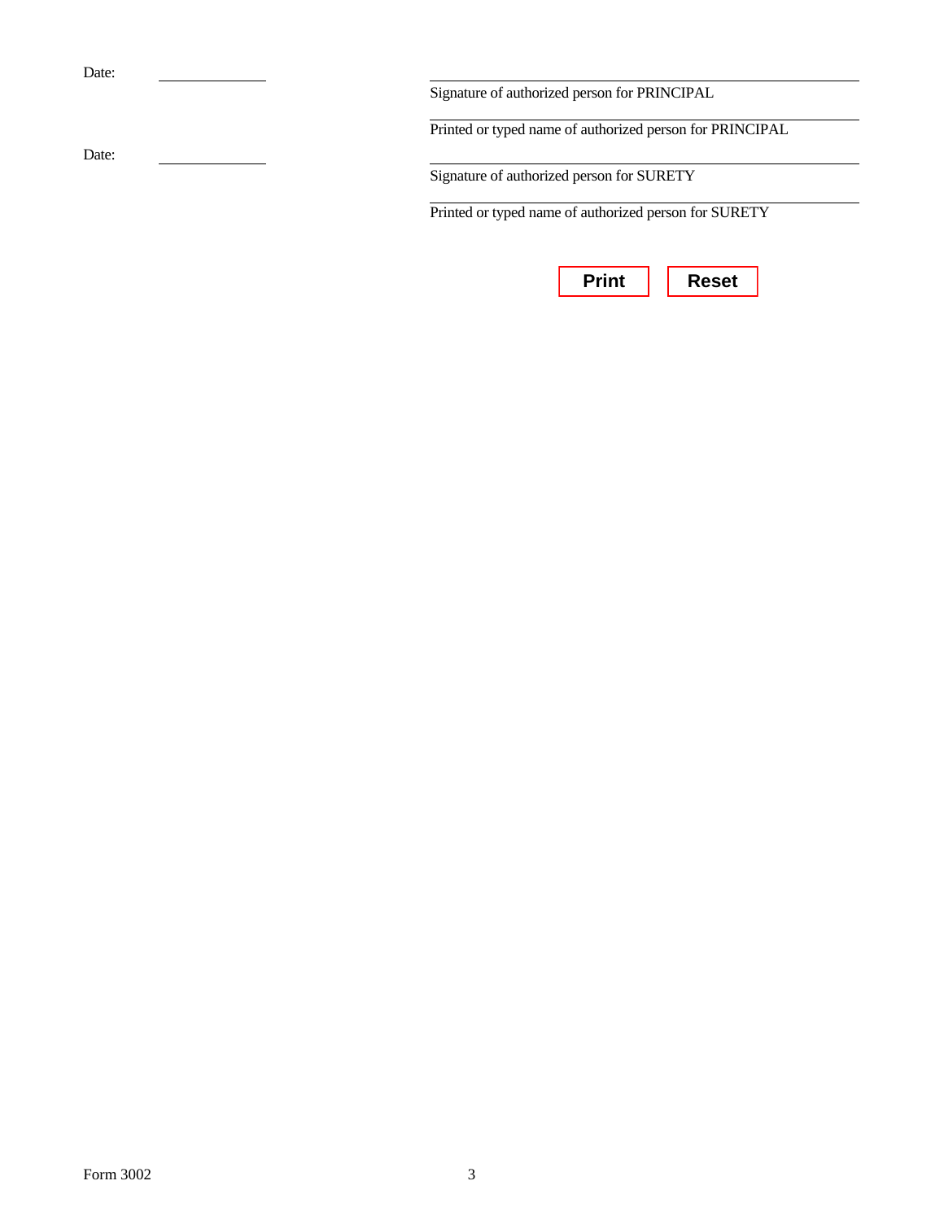Date: ______________ ______________________________________________

Signature of authorized person for PRINCIPAL

______________________________________________

Printed or typed name of authorized person for PRINCIPAL

Date: ______________ ______________________________________________

Signature of authorized person for SURETY

______________________________________________

Printed or typed name of authorized person for SURETY

Print Reset

Form 3002